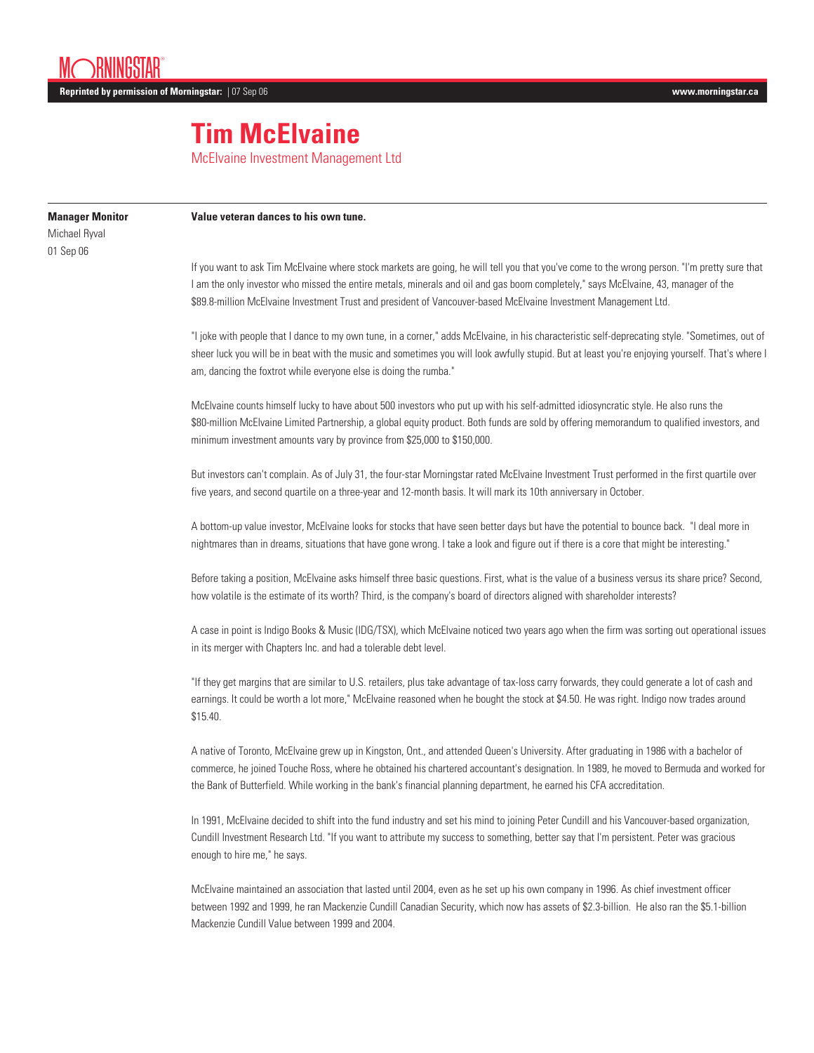# Tim McElvaine

McElvaine Investment Management Ltd

**Manager Monitor**
Michael Ryval
01 Sep 06

**Value veteran dances to his own tune.**

If you want to ask Tim McElvaine where stock markets are going, he will tell you that you've come to the wrong person. "I'm pretty sure that I am the only investor who missed the entire metals, minerals and oil and gas boom completely," says McElvaine, 43, manager of the $89.8-million McElvaine Investment Trust and president of Vancouver-based McElvaine Investment Management Ltd.

"I joke with people that I dance to my own tune, in a corner," adds McElvaine, in his characteristic self-deprecating style. "Sometimes, out of sheer luck you will be in beat with the music and sometimes you will look awfully stupid. But at least you're enjoying yourself. That's where I am, dancing the foxtrot while everyone else is doing the rumba."

McElvaine counts himself lucky to have about 500 investors who put up with his self-admitted idiosyncratic style. He also runs the $80-million McElvaine Limited Partnership, a global equity product. Both funds are sold by offering memorandum to qualified investors, and minimum investment amounts vary by province from $25,000 to $150,000.

But investors can't complain. As of July 31, the four-star Morningstar rated McElvaine Investment Trust performed in the first quartile over five years, and second quartile on a three-year and 12-month basis. It will mark its 10th anniversary in October.

A bottom-up value investor, McElvaine looks for stocks that have seen better days but have the potential to bounce back. "I deal more in nightmares than in dreams, situations that have gone wrong. I take a look and figure out if there is a core that might be interesting."

Before taking a position, McElvaine asks himself three basic questions. First, what is the value of a business versus its share price? Second, how volatile is the estimate of its worth? Third, is the company's board of directors aligned with shareholder interests?

A case in point is Indigo Books & Music (IDG/TSX), which McElvaine noticed two years ago when the firm was sorting out operational issues in its merger with Chapters Inc. and had a tolerable debt level.

"If they get margins that are similar to U.S. retailers, plus take advantage of tax-loss carry forwards, they could generate a lot of cash and earnings. It could be worth a lot more," McElvaine reasoned when he bought the stock at $4.50. He was right. Indigo now trades around $15.40.

A native of Toronto, McElvaine grew up in Kingston, Ont., and attended Queen's University. After graduating in 1986 with a bachelor of commerce, he joined Touche Ross, where he obtained his chartered accountant's designation. In 1989, he moved to Bermuda and worked for the Bank of Butterfield. While working in the bank's financial planning department, he earned his CFA accreditation.

In 1991, McElvaine decided to shift into the fund industry and set his mind to joining Peter Cundill and his Vancouver-based organization, Cundill Investment Research Ltd. "If you want to attribute my success to something, better say that I'm persistent. Peter was gracious enough to hire me," he says.

McElvaine maintained an association that lasted until 2004, even as he set up his own company in 1996. As chief investment officer between 1992 and 1999, he ran Mackenzie Cundill Canadian Security, which now has assets of $2.3-billion. He also ran the $5.1-billion Mackenzie Cundill Value between 1999 and 2004.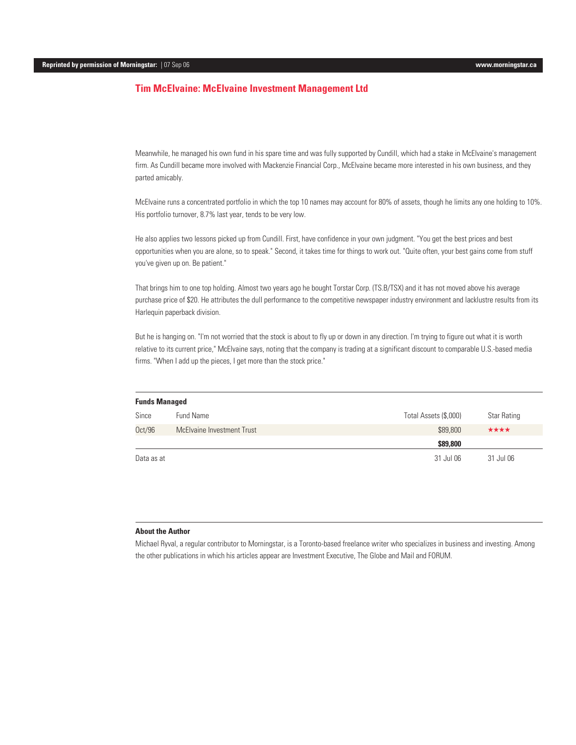## Tim McElvaine: McElvaine Investment Management Ltd

Meanwhile, he managed his own fund in his spare time and was fully supported by Cundill, which had a stake in McElvaine's management firm. As Cundill became more involved with Mackenzie Financial Corp., McElvaine became more interested in his own business, and they parted amicably.

McElvaine runs a concentrated portfolio in which the top 10 names may account for 80% of assets, though he limits any one holding to 10%. His portfolio turnover, 8.7% last year, tends to be very low.

He also applies two lessons picked up from Cundill. First, have confidence in your own judgment. "You get the best prices and best opportunities when you are alone, so to speak." Second, it takes time for things to work out. "Quite often, your best gains come from stuff you've given up on. Be patient."

That brings him to one top holding. Almost two years ago he bought Torstar Corp. (TS.B/TSX) and it has not moved above his average purchase price of $20. He attributes the dull performance to the competitive newspaper industry environment and lacklustre results from its Harlequin paperback division.

But he is hanging on. "I'm not worried that the stock is about to fly up or down in any direction. I'm trying to figure out what it is worth relative to its current price," McElvaine says, noting that the company is trading at a significant discount to comparable U.S.-based media firms. "When I add up the pieces, I get more than the stock price."

**Funds Managed**

| Since | Fund Name | Total Assets ($,000) | Star Rating |
|---|---|---|---|
| Oct/96 | McElvaine Investment Trust | $89,800 | ★★★★ |
| | | **$89,800** | |
| Data as at | | 31 Jul 06 | 31 Jul 06 |

**About the Author**

Michael Ryval, a regular contributor to Morningstar, is a Toronto-based freelance writer who specializes in business and investing. Among the other publications in which his articles appear are Investment Executive, The Globe and Mail and FORUM.